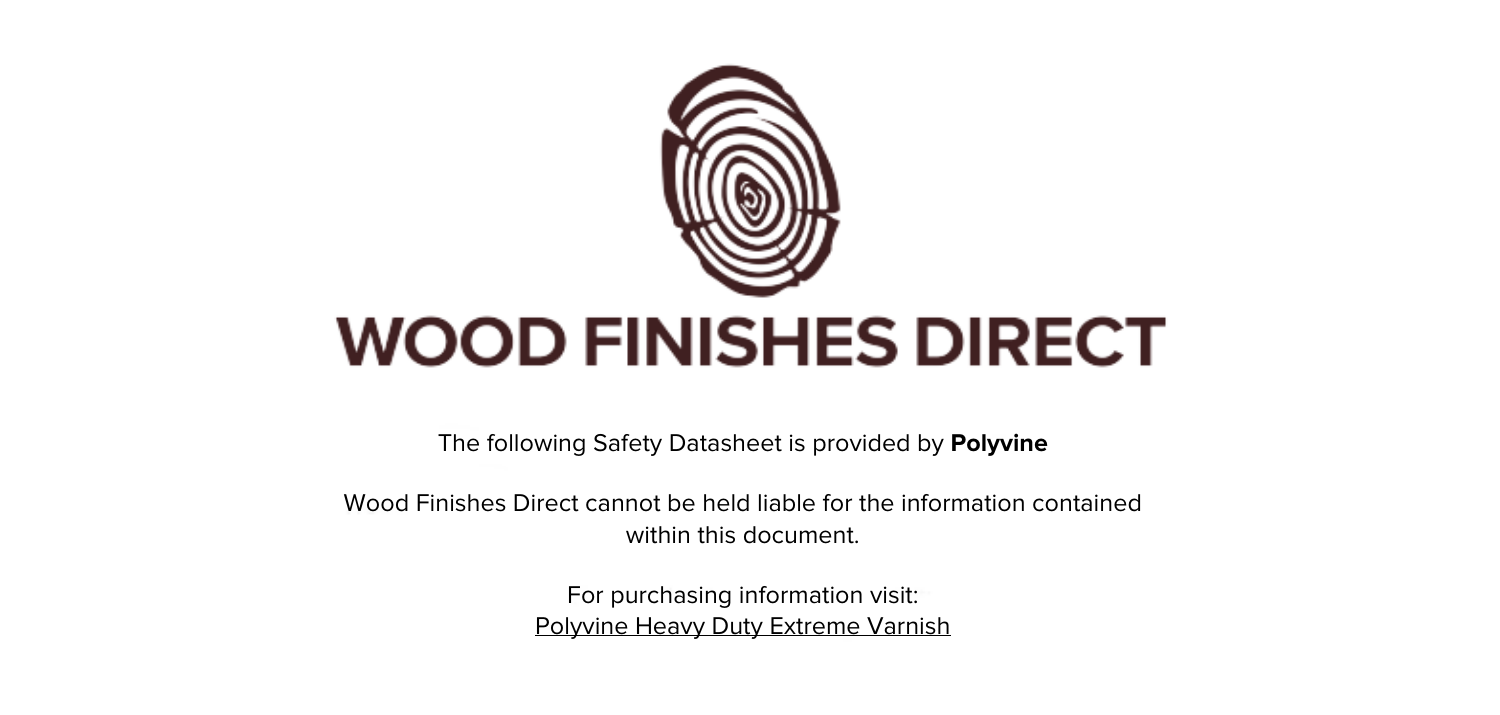# WOOD FINISHES DIRECT

The following Safety Datasheet is provided by **Polyvine**

Wood Finishes Direct cannot be held liable for the information contained within this document.

For purchasing information visit:
Polyvine Heavy Duty Extreme Varnish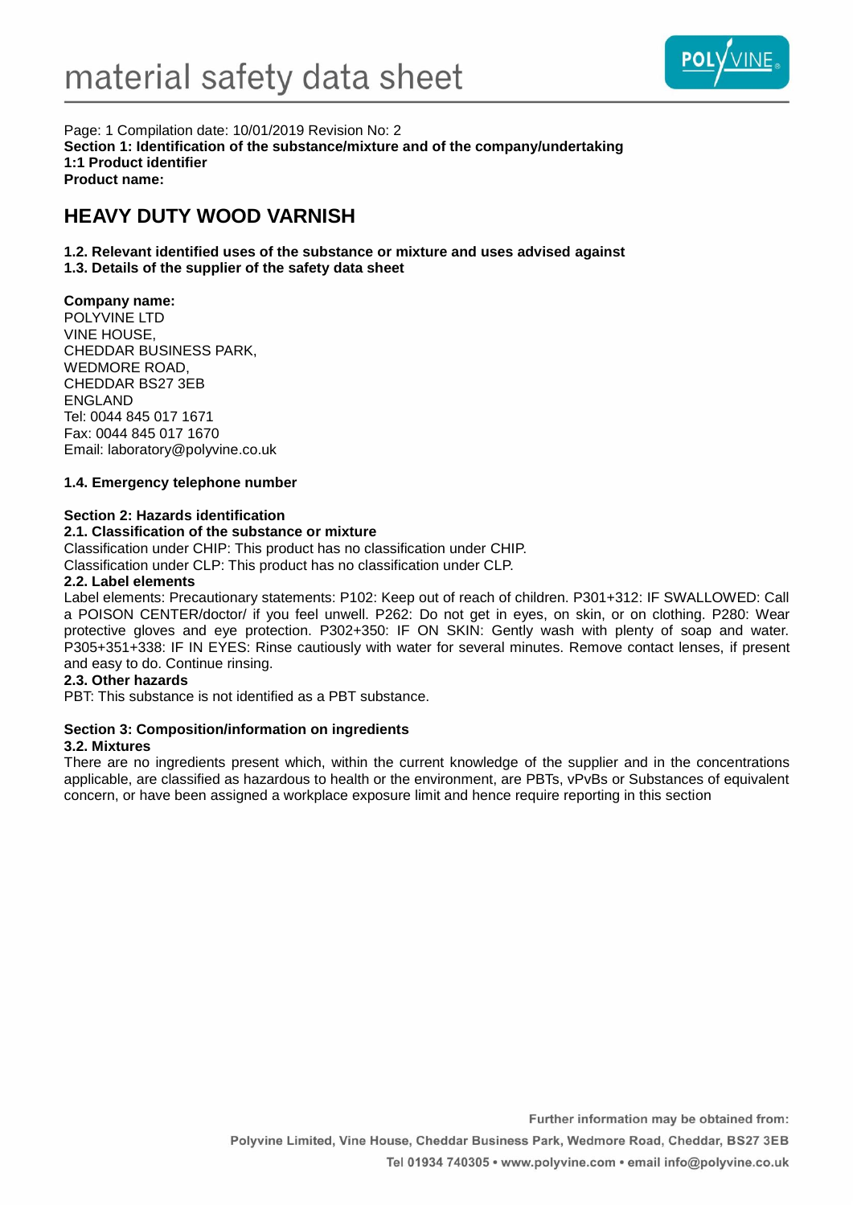# material safety data sheet

Page: 1 Compilation date: 10/01/2019 Revision No: 2

**Section 1: Identification of the substance/mixture and of the company/undertaking**

**1:1 Product identifier**

**Product name:**

## HEAVY DUTY WOOD VARNISH

**1.2. Relevant identified uses of the substance or mixture and uses advised against**

**1.3. Details of the supplier of the safety data sheet**

**Company name:**
POLYVINE LTD
VINE HOUSE,
CHEDDAR BUSINESS PARK,
WEDMORE ROAD,
CHEDDAR BS27 3EB
ENGLAND
Tel: 0044 845 017 1671
Fax: 0044 845 017 1670
Email: laboratory@polyvine.co.uk

**1.4. Emergency telephone number**

**Section 2: Hazards identification**

**2.1. Classification of the substance or mixture**

Classification under CHIP: This product has no classification under CHIP.
Classification under CLP: This product has no classification under CLP.

**2.2. Label elements**

Label elements: Precautionary statements: P102: Keep out of reach of children. P301+312: IF SWALLOWED: Call a POISON CENTER/doctor/ if you feel unwell. P262: Do not get in eyes, on skin, or on clothing. P280: Wear protective gloves and eye protection. P302+350: IF ON SKIN: Gently wash with plenty of soap and water. P305+351+338: IF IN EYES: Rinse cautiously with water for several minutes. Remove contact lenses, if present and easy to do. Continue rinsing.

**2.3. Other hazards**

PBT: This substance is not identified as a PBT substance.

**Section 3: Composition/information on ingredients**

**3.2. Mixtures**

There are no ingredients present which, within the current knowledge of the supplier and in the concentrations applicable, are classified as hazardous to health or the environment, are PBTs, vPvBs or Substances of equivalent concern, or have been assigned a workplace exposure limit and hence require reporting in this section

Further information may be obtained from:
Polyvine Limited, Vine House, Cheddar Business Park, Wedmore Road, Cheddar, BS27 3EB
Tel 01934 740305 • www.polyvine.com • email info@polyvine.co.uk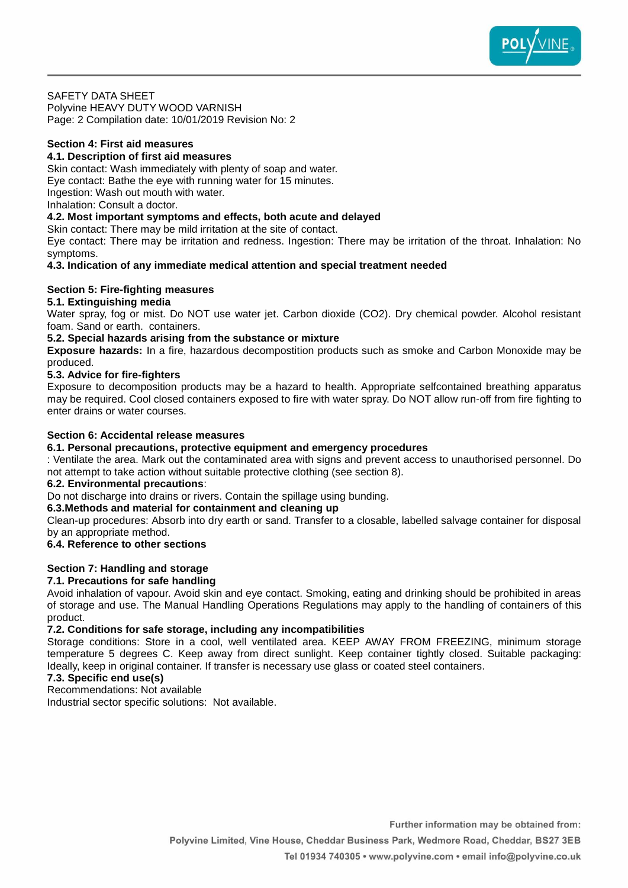SAFETY DATA SHEET
Polyvine HEAVY DUTY WOOD VARNISH
Page: 2 Compilation date: 10/01/2019 Revision No: 2

## Section 4: First aid measures

### 4.1. Description of first aid measures

Skin contact: Wash immediately with plenty of soap and water.
Eye contact: Bathe the eye with running water for 15 minutes.
Ingestion: Wash out mouth with water.
Inhalation: Consult a doctor.

### 4.2. Most important symptoms and effects, both acute and delayed

Skin contact: There may be mild irritation at the site of contact.
Eye contact: There may be irritation and redness. Ingestion: There may be irritation of the throat. Inhalation: No symptoms.

### 4.3. Indication of any immediate medical attention and special treatment needed

## Section 5: Fire-fighting measures

### 5.1. Extinguishing media

Water spray, fog or mist. Do NOT use water jet. Carbon dioxide ($CO_2$). Dry chemical powder. Alcohol resistant foam. Sand or earth. containers.

### 5.2. Special hazards arising from the substance or mixture

**Exposure hazards:** In a fire, hazardous decompostition products such as smoke and Carbon Monoxide may be produced.

### 5.3. Advice for fire-fighters

Exposure to decomposition products may be a hazard to health. Appropriate selfcontained breathing apparatus may be required. Cool closed containers exposed to fire with water spray. Do NOT allow run-off from fire fighting to enter drains or water courses.

## Section 6: Accidental release measures

### 6.1. Personal precautions, protective equipment and emergency procedures

: Ventilate the area. Mark out the contaminated area with signs and prevent access to unauthorised personnel. Do not attempt to take action without suitable protective clothing (see section 8).

### 6.2. Environmental precautions:

Do not discharge into drains or rivers. Contain the spillage using bunding.

### 6.3.Methods and material for containment and cleaning up

Clean-up procedures: Absorb into dry earth or sand. Transfer to a closable, labelled salvage container for disposal by an appropriate method.

### 6.4. Reference to other sections

## Section 7: Handling and storage

### 7.1. Precautions for safe handling

Avoid inhalation of vapour. Avoid skin and eye contact. Smoking, eating and drinking should be prohibited in areas of storage and use. The Manual Handling Operations Regulations may apply to the handling of containers of this product.

### 7.2. Conditions for safe storage, including any incompatibilities

Storage conditions: Store in a cool, well ventilated area. KEEP AWAY FROM FREEZING, minimum storage temperature 5 degrees C. Keep away from direct sunlight. Keep container tightly closed. Suitable packaging: Ideally, keep in original container. If transfer is necessary use glass or coated steel containers.

### 7.3. Specific end use(s)

Recommendations: Not available
Industrial sector specific solutions: Not available.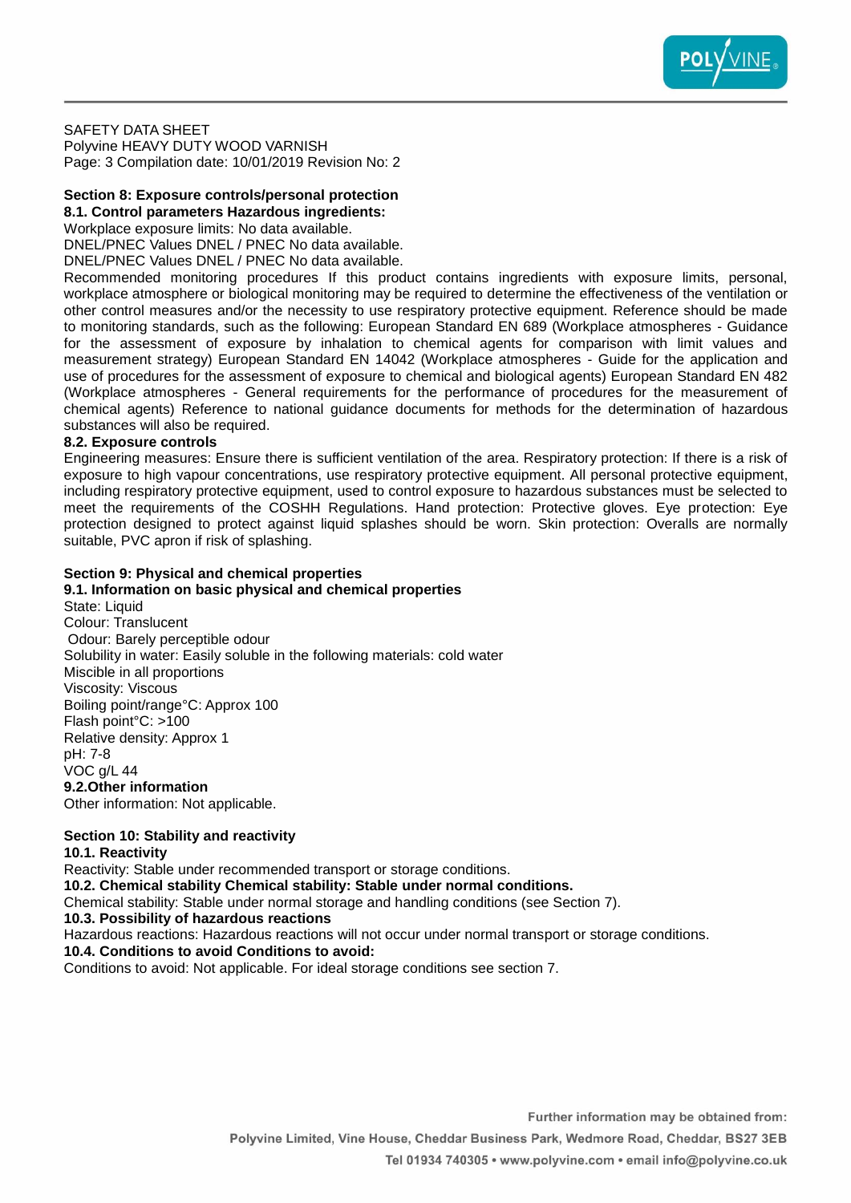SAFETY DATA SHEET
Polyvine HEAVY DUTY WOOD VARNISH
Page: 3 Compilation date: 10/01/2019 Revision No: 2

## Section 8: Exposure controls/personal protection

### 8.1. Control parameters Hazardous ingredients:

Workplace exposure limits: No data available.
DNEL/PNEC Values DNEL / PNEC No data available.
DNEL/PNEC Values DNEL / PNEC No data available.
Recommended monitoring procedures If this product contains ingredients with exposure limits, personal, workplace atmosphere or biological monitoring may be required to determine the effectiveness of the ventilation or other control measures and/or the necessity to use respiratory protective equipment. Reference should be made to monitoring standards, such as the following: European Standard EN 689 (Workplace atmospheres - Guidance for the assessment of exposure by inhalation to chemical agents for comparison with limit values and measurement strategy) European Standard EN 14042 (Workplace atmospheres - Guide for the application and use of procedures for the assessment of exposure to chemical and biological agents) European Standard EN 482 (Workplace atmospheres - General requirements for the performance of procedures for the measurement of chemical agents) Reference to national guidance documents for methods for the determination of hazardous substances will also be required.

### 8.2. Exposure controls

Engineering measures: Ensure there is sufficient ventilation of the area. Respiratory protection: If there is a risk of exposure to high vapour concentrations, use respiratory protective equipment. All personal protective equipment, including respiratory protective equipment, used to control exposure to hazardous substances must be selected to meet the requirements of the COSHH Regulations. Hand protection: Protective gloves. Eye protection: Eye protection designed to protect against liquid splashes should be worn. Skin protection: Overalls are normally suitable, PVC apron if risk of splashing.

## Section 9: Physical and chemical properties

### 9.1. Information on basic physical and chemical properties

State: Liquid
Colour: Translucent
Odour: Barely perceptible odour
Solubility in water: Easily soluble in the following materials: cold water
Miscible in all proportions
Viscosity: Viscous
Boiling point/range°C: Approx 100
Flash point°C: >100
Relative density: Approx 1
pH: 7-8
VOC g/L 44

### 9.2.Other information

Other information: Not applicable.

## Section 10: Stability and reactivity

### 10.1. Reactivity

Reactivity: Stable under recommended transport or storage conditions.

### 10.2. Chemical stability Chemical stability: Stable under normal conditions.

Chemical stability: Stable under normal storage and handling conditions (see Section 7).

### 10.3. Possibility of hazardous reactions

Hazardous reactions: Hazardous reactions will not occur under normal transport or storage conditions.

### 10.4. Conditions to avoid Conditions to avoid:

Conditions to avoid: Not applicable. For ideal storage conditions see section 7.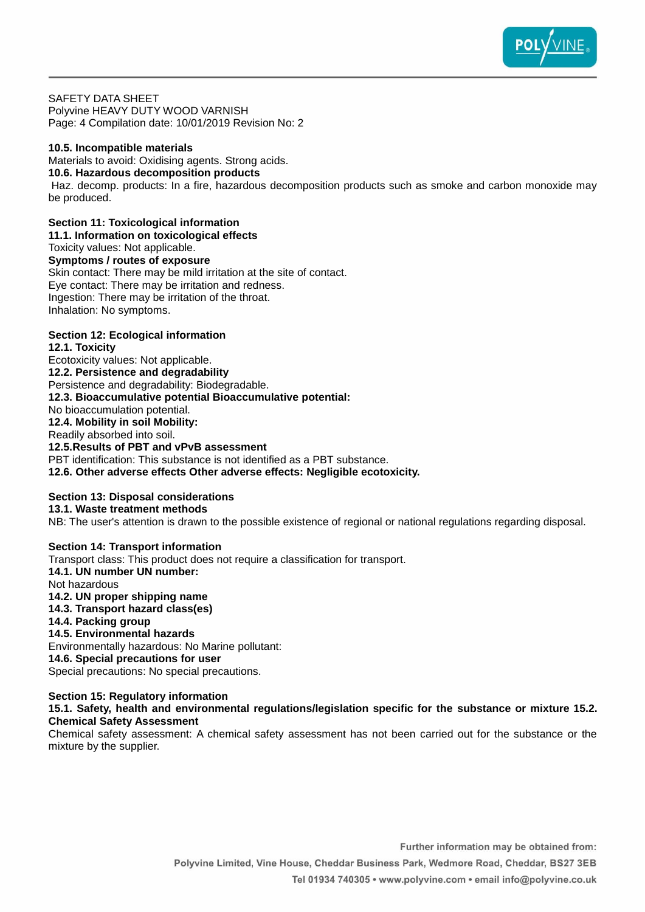SAFETY DATA SHEET
Polyvine HEAVY DUTY WOOD VARNISH
Page: 4 Compilation date: 10/01/2019 Revision No: 2

**10.5. Incompatible materials**

Materials to avoid: Oxidising agents. Strong acids.

**10.6. Hazardous decomposition products**

Haz. decomp. products: In a fire, hazardous decomposition products such as smoke and carbon monoxide may be produced.

## Section 11: Toxicological information

**11.1. Information on toxicological effects**

Toxicity values: Not applicable.

**Symptoms / routes of exposure**

Skin contact: There may be mild irritation at the site of contact.
Eye contact: There may be irritation and redness.
Ingestion: There may be irritation of the throat.
Inhalation: No symptoms.

## Section 12: Ecological information

**12.1. Toxicity**

Ecotoxicity values: Not applicable.

**12.2. Persistence and degradability**

Persistence and degradability: Biodegradable.

**12.3. Bioaccumulative potential Bioaccumulative potential:**

No bioaccumulation potential.

**12.4. Mobility in soil Mobility:**

Readily absorbed into soil.

**12.5.Results of PBT and vPvB assessment**

PBT identification: This substance is not identified as a PBT substance.

**12.6. Other adverse effects Other adverse effects: Negligible ecotoxicity.**

## Section 13: Disposal considerations

**13.1. Waste treatment methods**

NB: The user's attention is drawn to the possible existence of regional or national regulations regarding disposal.

## Section 14: Transport information

Transport class: This product does not require a classification for transport.

**14.1. UN number UN number:**

Not hazardous

**14.2. UN proper shipping name**

**14.3. Transport hazard class(es)**

**14.4. Packing group**

**14.5. Environmental hazards**

Environmentally hazardous: No Marine pollutant:

**14.6. Special precautions for user**

Special precautions: No special precautions.

## Section 15: Regulatory information

**15.1. Safety, health and environmental regulations/legislation specific for the substance or mixture 15.2. Chemical Safety Assessment**

Chemical safety assessment: A chemical safety assessment has not been carried out for the substance or the mixture by the supplier.

Further information may be obtained from:
Polyvine Limited, Vine House, Cheddar Business Park, Wedmore Road, Cheddar, BS27 3EB
Tel 01934 740305 • www.polyvine.com • email info@polyvine.co.uk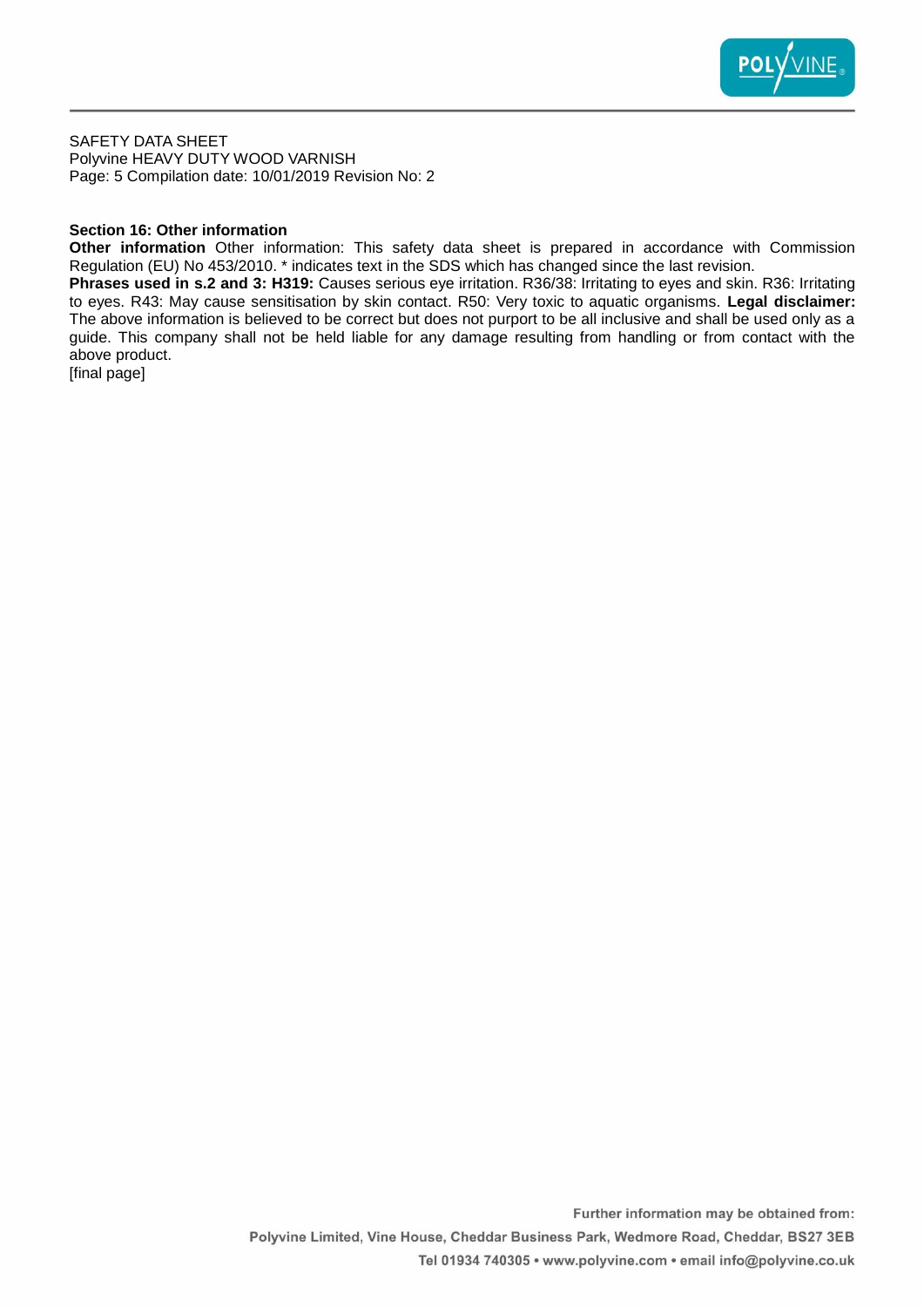SAFETY DATA SHEET
Polyvine HEAVY DUTY WOOD VARNISH
Page: 5 Compilation date: 10/01/2019 Revision No: 2

## Section 16: Other information

**Other information** Other information: This safety data sheet is prepared in accordance with Commission Regulation (EU) No 453/2010. * indicates text in the SDS which has changed since the last revision.

**Phrases used in s.2 and 3: H319:** Causes serious eye irritation. R36/38: Irritating to eyes and skin. R36: Irritating to eyes. R43: May cause sensitisation by skin contact. R50: Very toxic to aquatic organisms. **Legal disclaimer:** The above information is believed to be correct but does not purport to be all inclusive and shall be used only as a guide. This company shall not be held liable for any damage resulting from handling or from contact with the above product.

[final page]

Further information may be obtained from:
Polyvine Limited, Vine House, Cheddar Business Park, Wedmore Road, Cheddar, BS27 3EB
Tel 01934 740305 • www.polyvine.com • email info@polyvine.co.uk